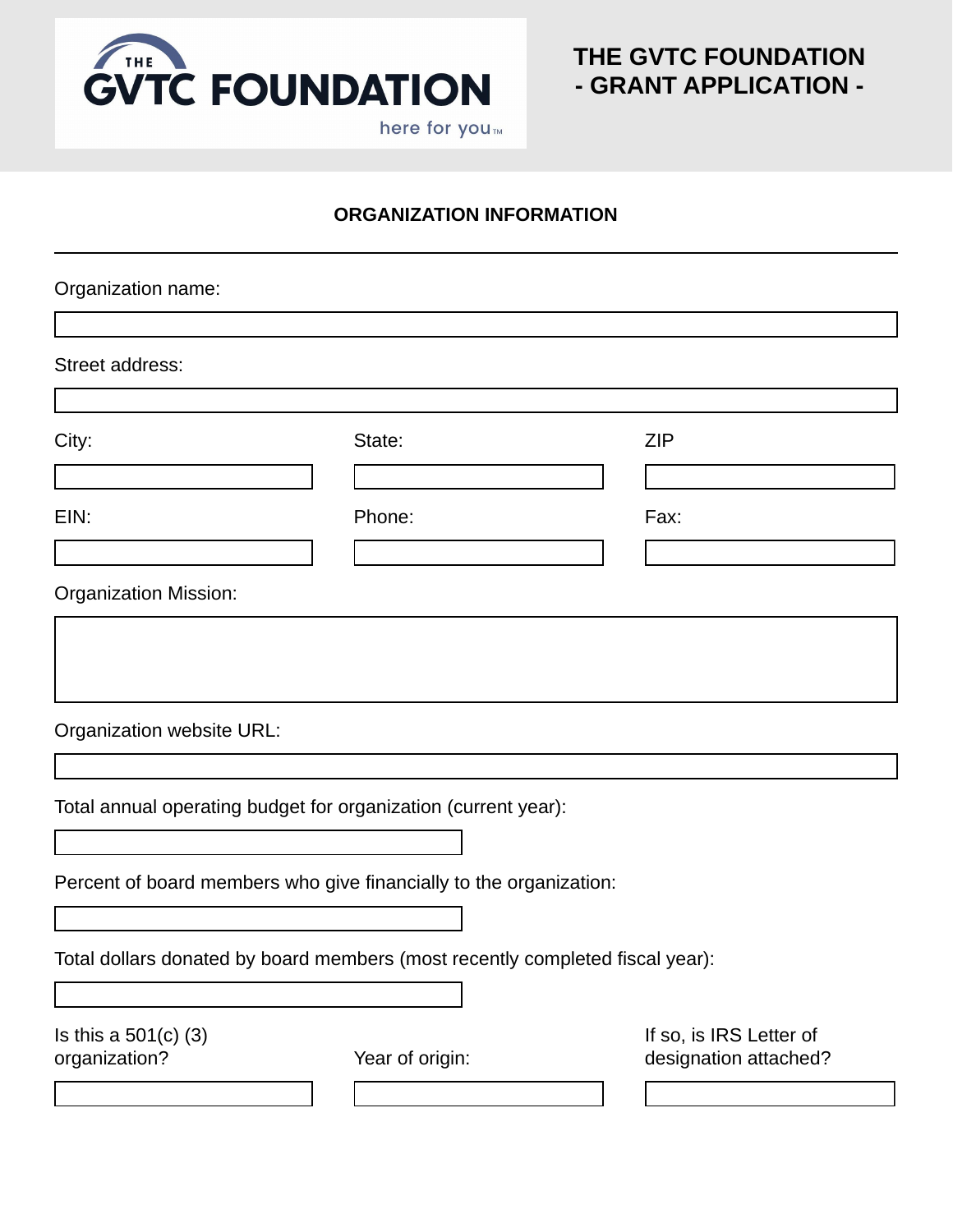THE GVTC FOUNDATION
here for you™

# THE GVTC FOUNDATION - GRANT APPLICATION -

## ORGANIZATION INFORMATION

Organization name:

Street address:

City:

State:

ZIP

EIN:

Phone:

Fax:

Organization Mission:

Organization website URL:

Total annual operating budget for organization (current year):

Percent of board members who give financially to the organization:

Total dollars donated by board members (most recently completed fiscal year):

Is this a 501(c) (3) organization?

Year of origin:

If so, is IRS Letter of designation attached?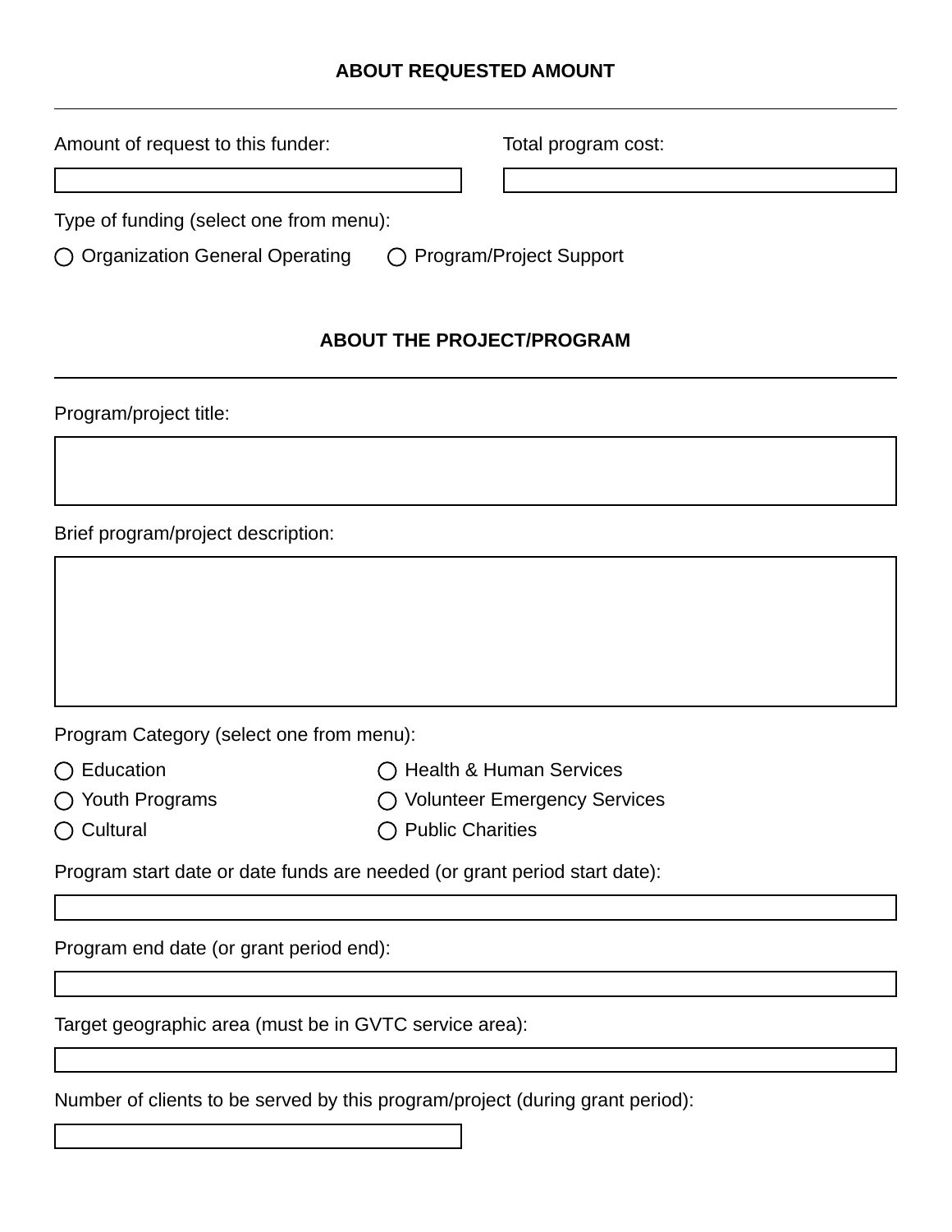## ABOUT REQUESTED AMOUNT

Amount of request to this funder:

Total program cost:

Type of funding (select one from menu):

- ◯ Organization General Operating
- ◯ Program/Project Support

## ABOUT THE PROJECT/PROGRAM

Program/project title:

Brief program/project description:

Program Category (select one from menu):

- ◯ Education
- ◯ Health & Human Services
- ◯ Youth Programs
- ◯ Volunteer Emergency Services
- ◯ Cultural
- ◯ Public Charities

Program start date or date funds are needed (or grant period start date):

Program end date (or grant period end):

Target geographic area (must be in GVTC service area):

Number of clients to be served by this program/project (during grant period):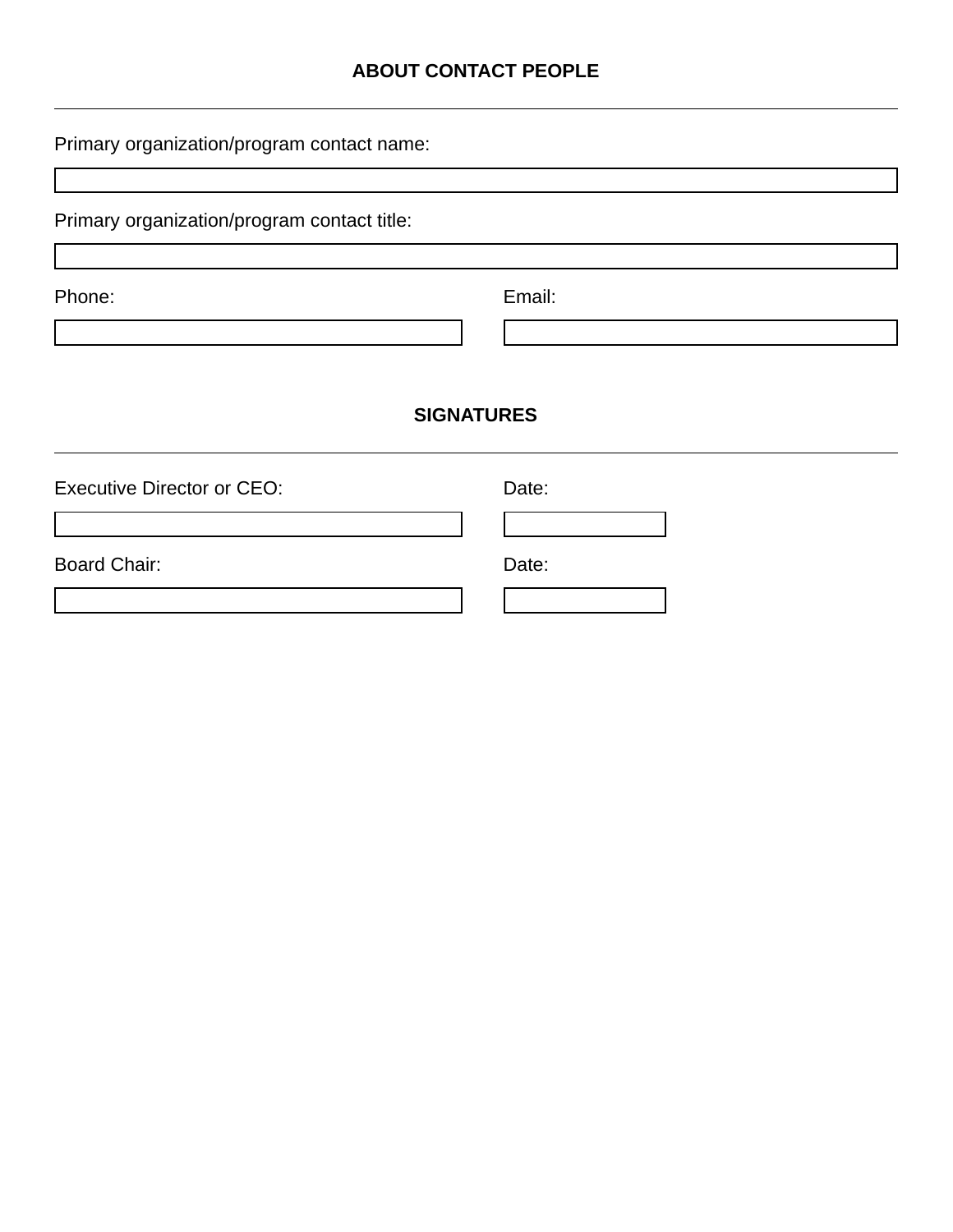## ABOUT CONTACT PEOPLE

---

Primary organization/program contact name:

Primary organization/program contact title:

Phone:

Email:

## SIGNATURES

---

Executive Director or CEO:

Date:

Board Chair:

Date: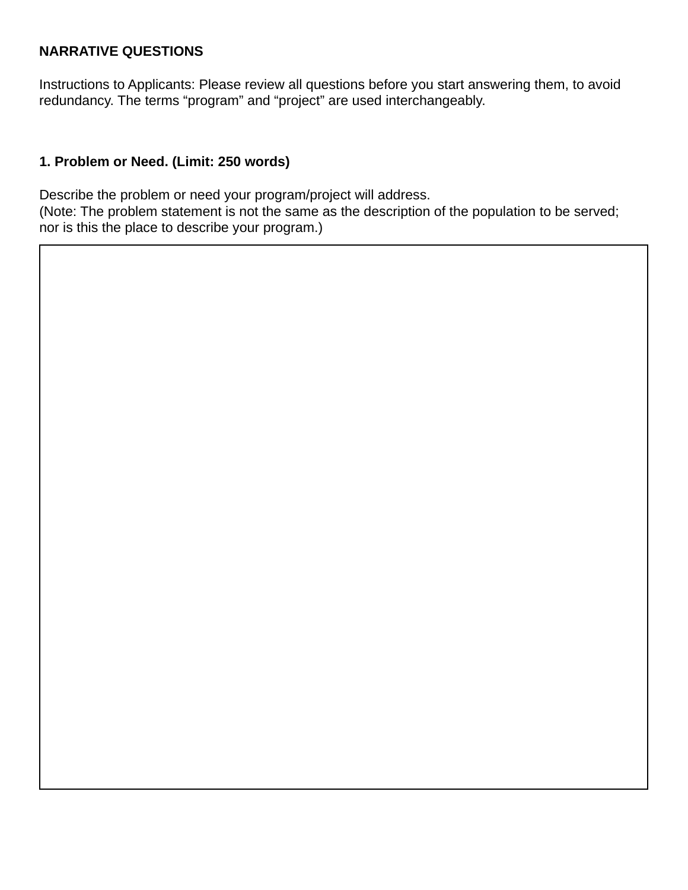**NARRATIVE QUESTIONS**

Instructions to Applicants: Please review all questions before you start answering them, to avoid redundancy. The terms "program" and "project" are used interchangeably.

**1. Problem or Need. (Limit: 250 words)**

Describe the problem or need your program/project will address.
(Note: The problem statement is not the same as the description of the population to be served; nor is this the place to describe your program.)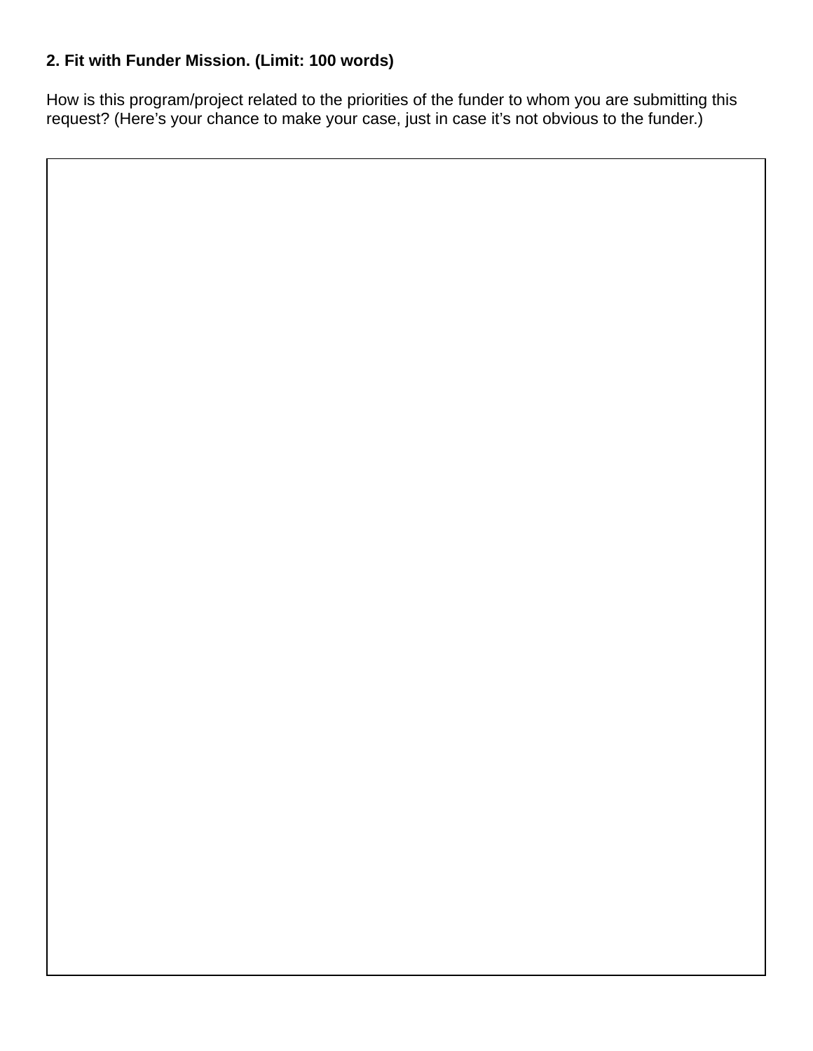**2. Fit with Funder Mission. (Limit: 100 words)**

How is this program/project related to the priorities of the funder to whom you are submitting this request? (Here's your chance to make your case, just in case it's not obvious to the funder.)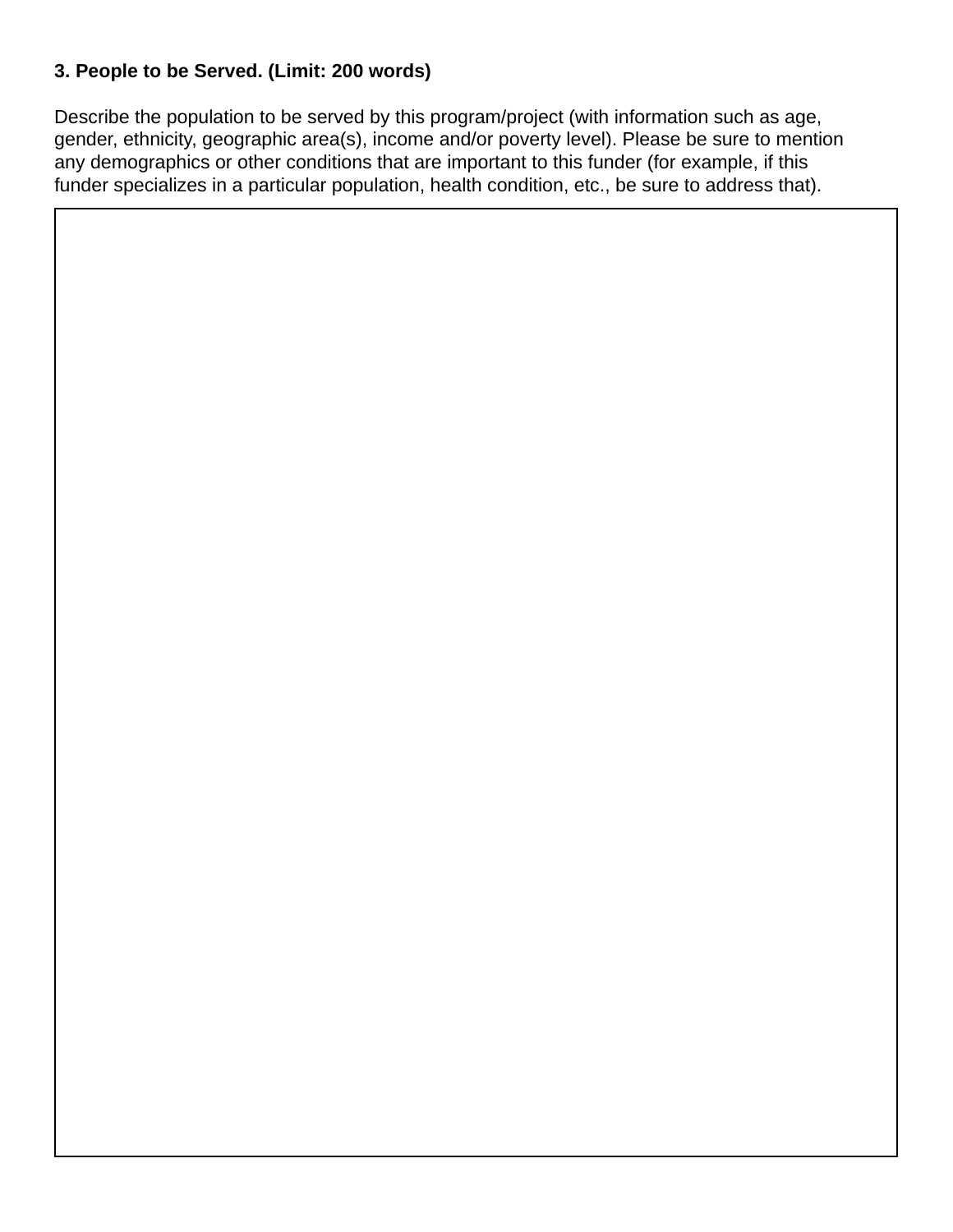**3. People to be Served. (Limit: 200 words)**

Describe the population to be served by this program/project (with information such as age, gender, ethnicity, geographic area(s), income and/or poverty level). Please be sure to mention any demographics or other conditions that are important to this funder (for example, if this funder specializes in a particular population, health condition, etc., be sure to address that).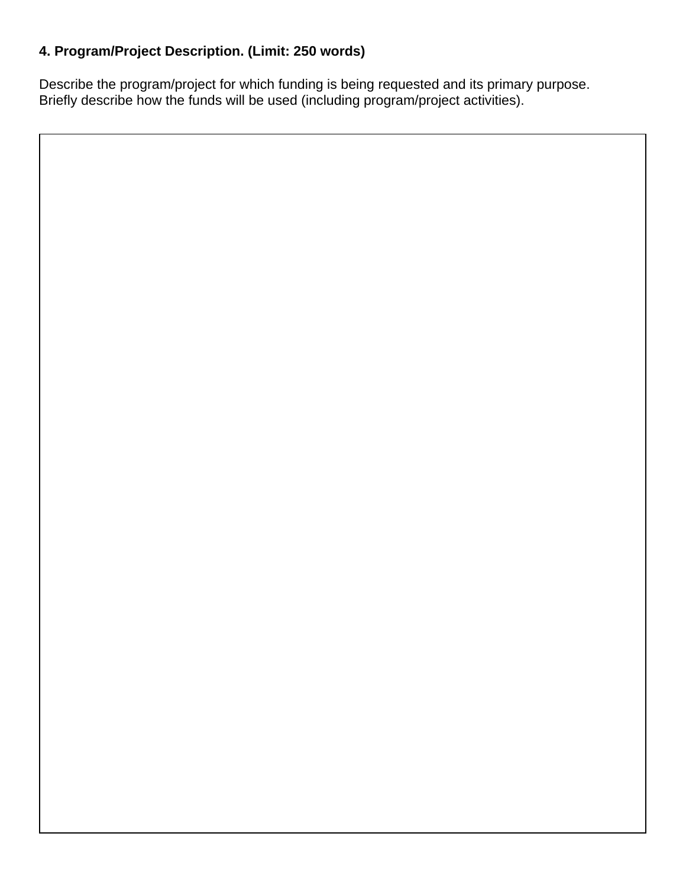**4. Program/Project Description. (Limit: 250 words)**

Describe the program/project for which funding is being requested and its primary purpose. Briefly describe how the funds will be used (including program/project activities).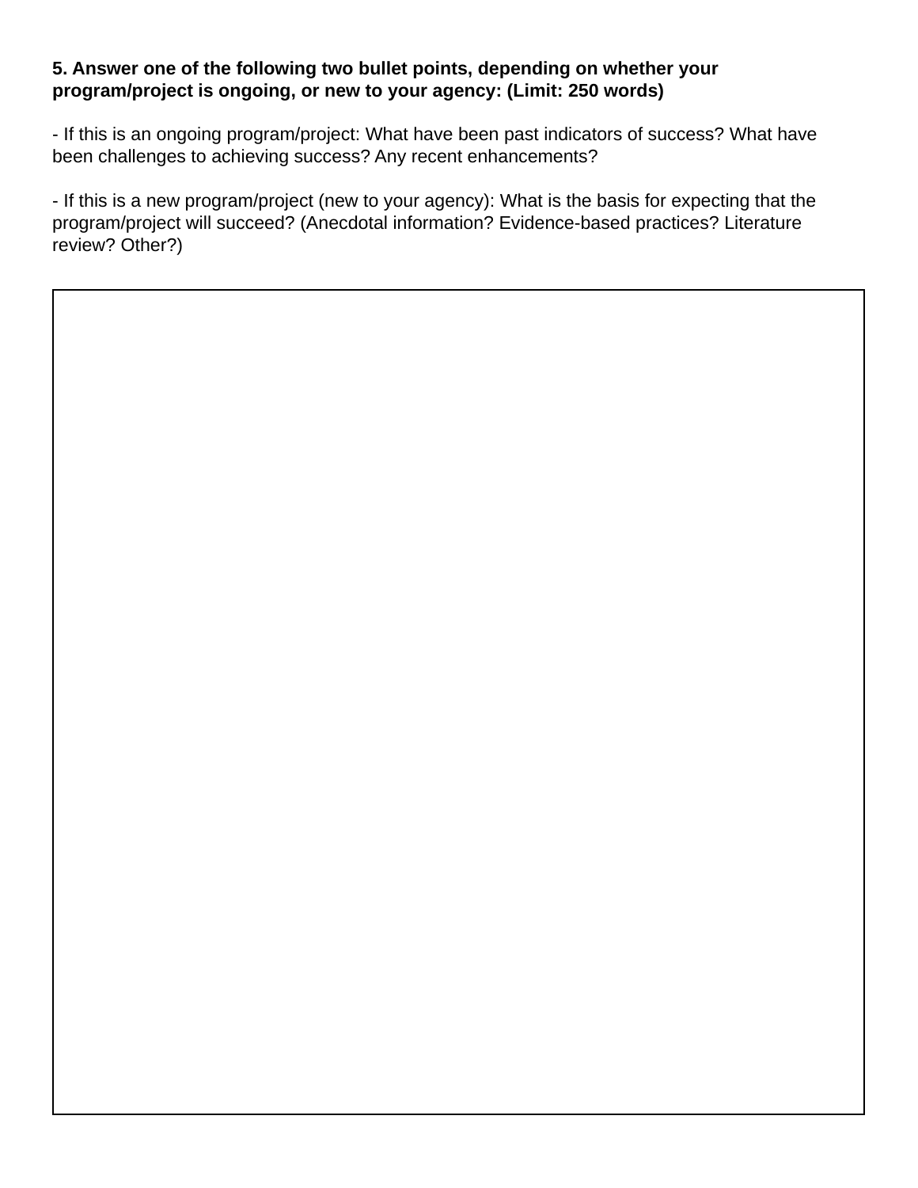**5. Answer one of the following two bullet points, depending on whether your program/project is ongoing, or new to your agency: (Limit: 250 words)**

- If this is an ongoing program/project: What have been past indicators of success? What have been challenges to achieving success? Any recent enhancements?

- If this is a new program/project (new to your agency): What is the basis for expecting that the program/project will succeed? (Anecdotal information? Evidence-based practices? Literature review? Other?)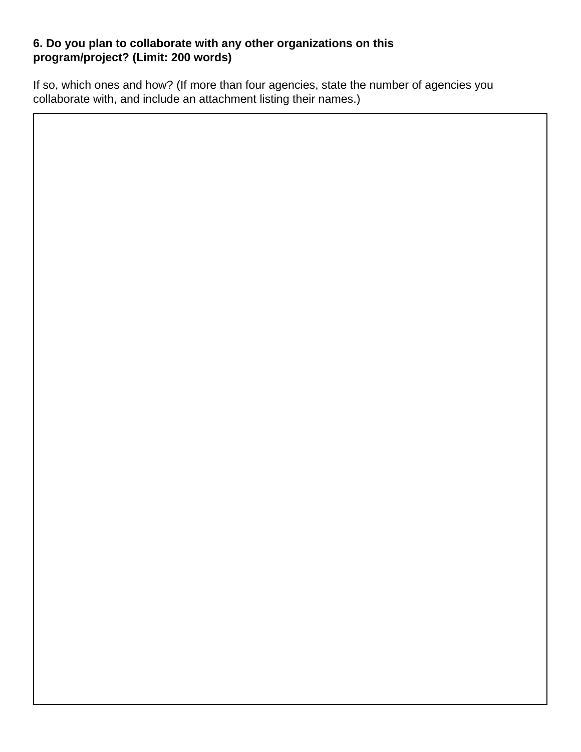**6. Do you plan to collaborate with any other organizations on this program/project? (Limit: 200 words)**

If so, which ones and how? (If more than four agencies, state the number of agencies you collaborate with, and include an attachment listing their names.)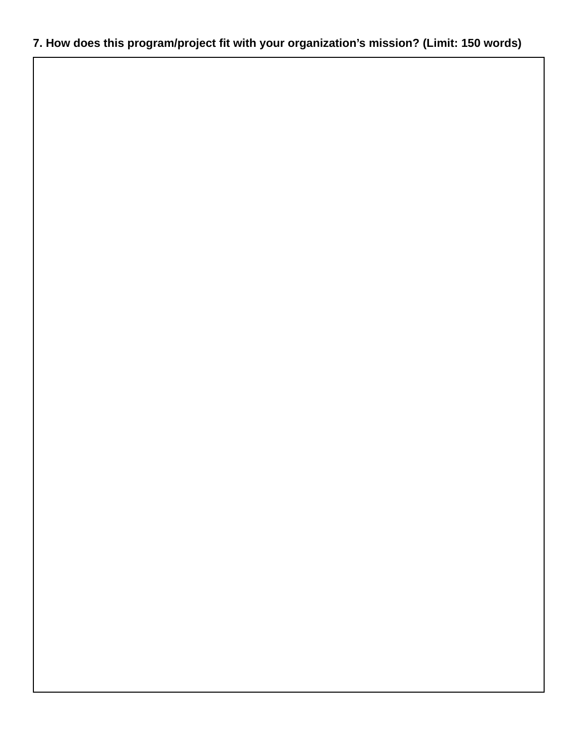**7. How does this program/project fit with your organization’s mission? (Limit: 150 words)**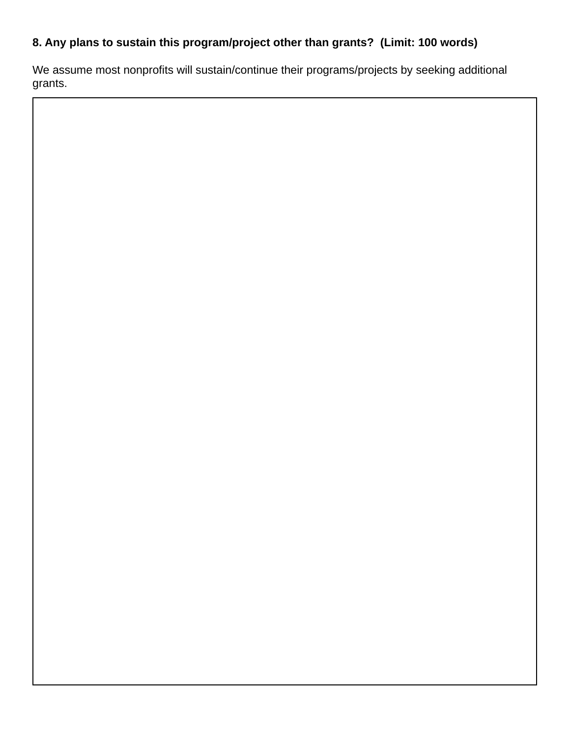**8. Any plans to sustain this program/project other than grants? (Limit: 100 words)**

We assume most nonprofits will sustain/continue their programs/projects by seeking additional grants.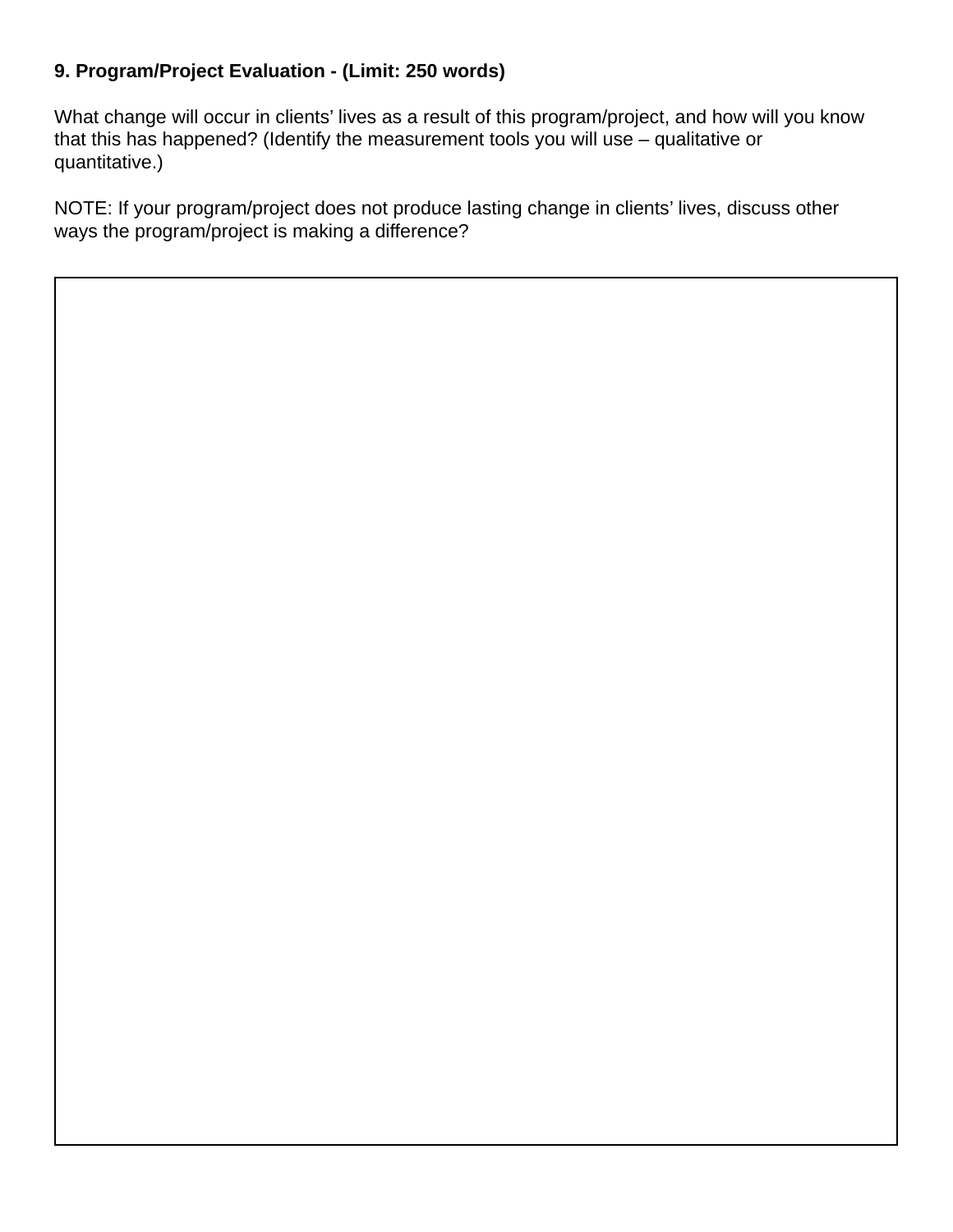**9. Program/Project Evaluation - (Limit: 250 words)**

What change will occur in clients' lives as a result of this program/project, and how will you know that this has happened? (Identify the measurement tools you will use – qualitative or quantitative.)

NOTE: If your program/project does not produce lasting change in clients' lives, discuss other ways the program/project is making a difference?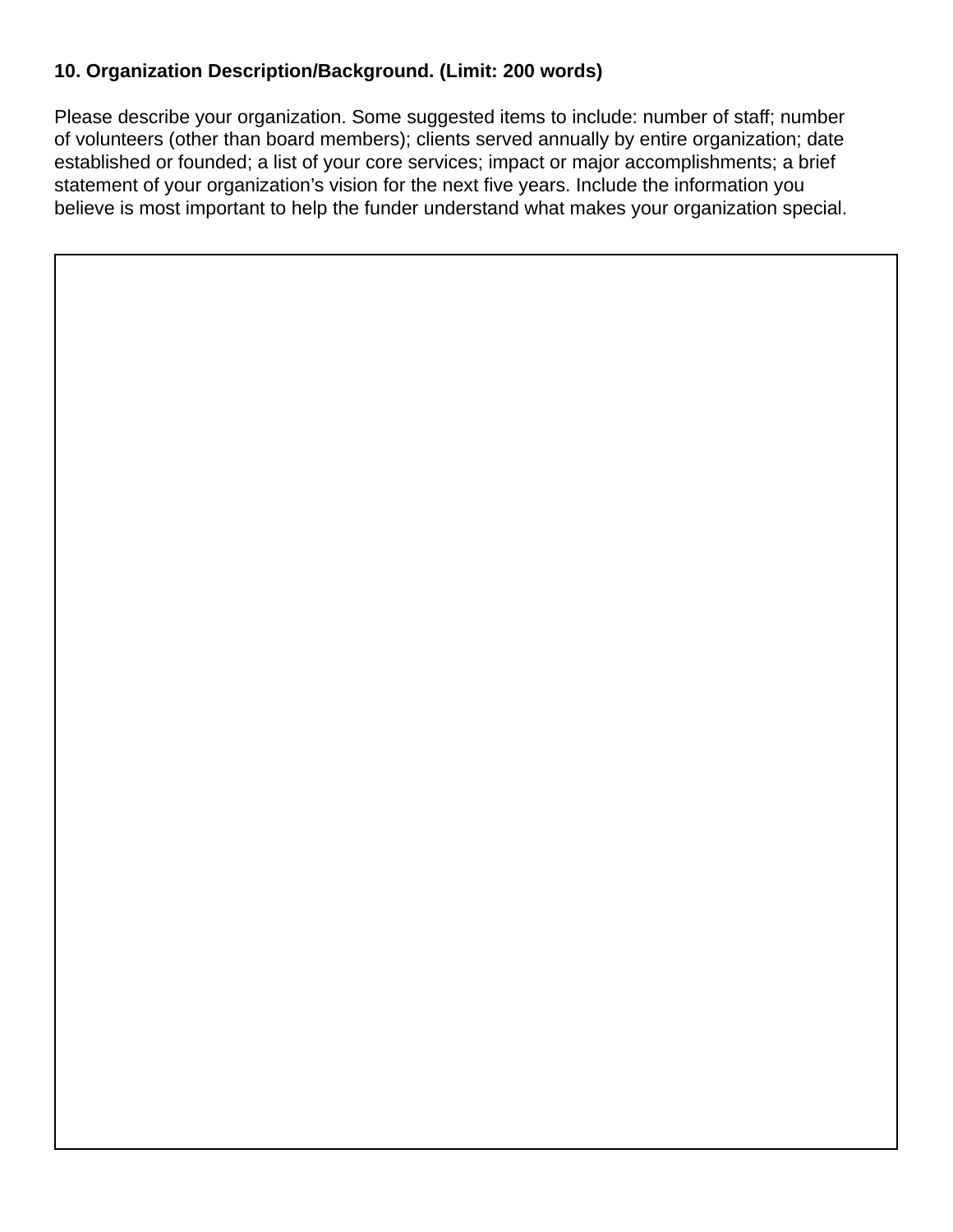**10. Organization Description/Background. (Limit: 200 words)**

Please describe your organization. Some suggested items to include: number of staff; number of volunteers (other than board members); clients served annually by entire organization; date established or founded; a list of your core services; impact or major accomplishments; a brief statement of your organization's vision for the next five years. Include the information you believe is most important to help the funder understand what makes your organization special.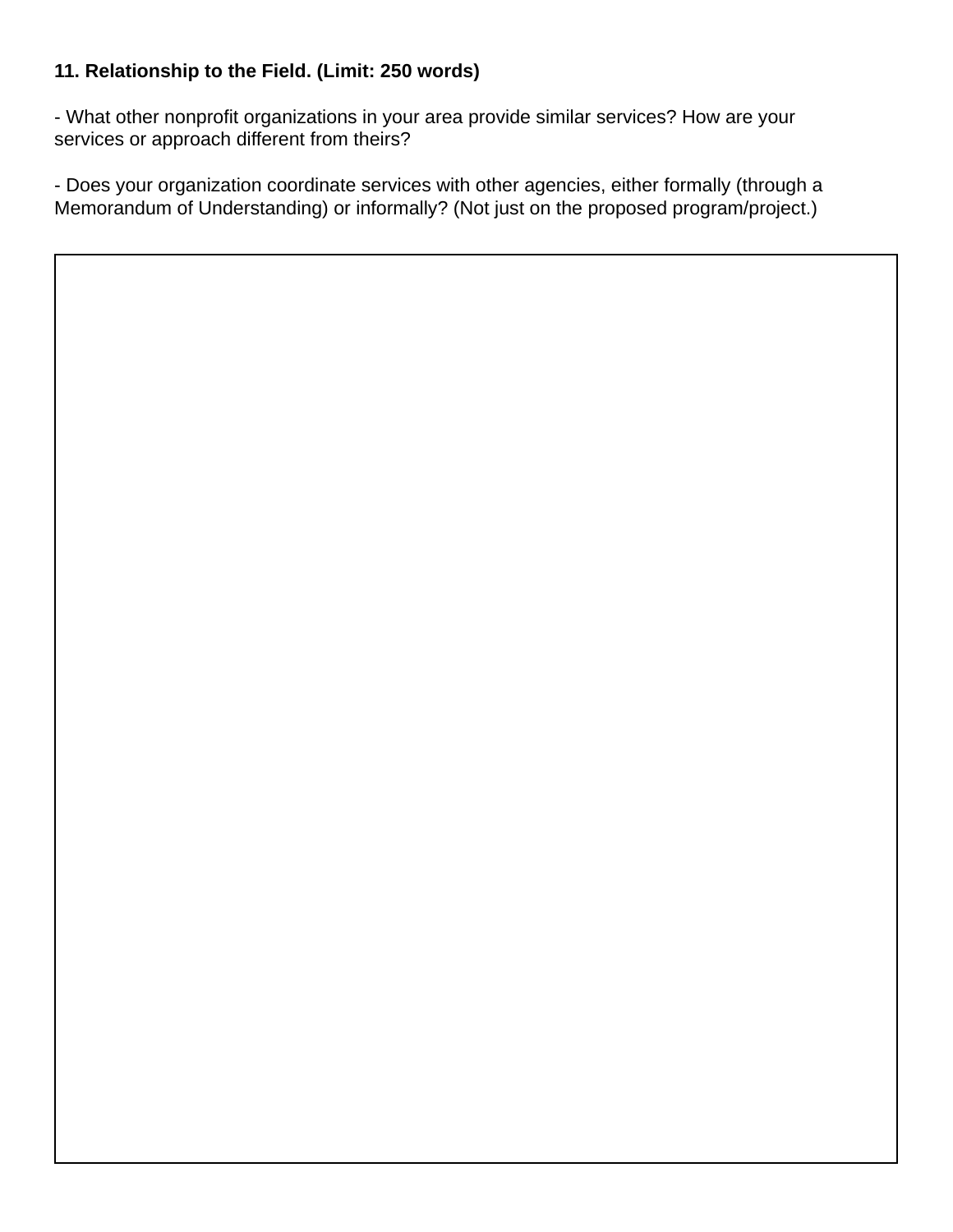**11. Relationship to the Field. (Limit: 250 words)**

- What other nonprofit organizations in your area provide similar services? How are your services or approach different from theirs?

- Does your organization coordinate services with other agencies, either formally (through a Memorandum of Understanding) or informally? (Not just on the proposed program/project.)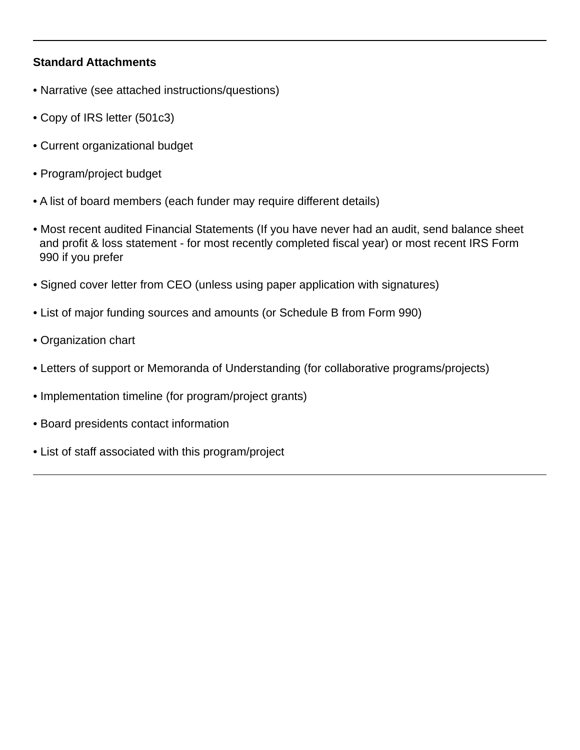---

**Standard Attachments**

- Narrative (see attached instructions/questions)
- Copy of IRS letter (501c3)
- Current organizational budget
- Program/project budget
- A list of board members (each funder may require different details)
- Most recent audited Financial Statements (If you have never had an audit, send balance sheet and profit & loss statement - for most recently completed fiscal year) or most recent IRS Form 990 if you prefer
- Signed cover letter from CEO (unless using paper application with signatures)
- List of major funding sources and amounts (or Schedule B from Form 990)
- Organization chart
- Letters of support or Memoranda of Understanding (for collaborative programs/projects)
- Implementation timeline (for program/project grants)
- Board presidents contact information
- List of staff associated with this program/project

---